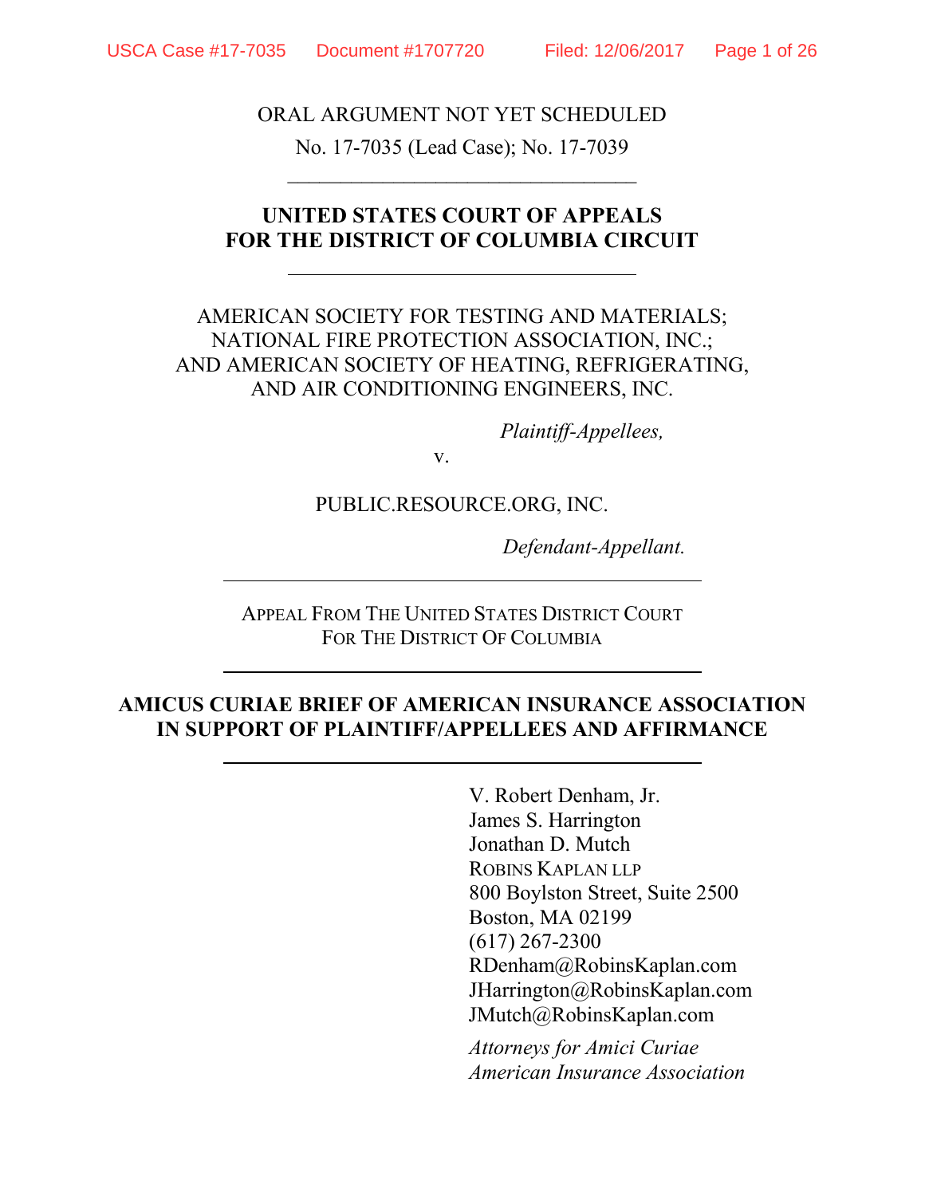ORAL ARGUMENT NOT YET SCHEDULED

No. 17-7035 (Lead Case); No. 17-7039

---

**UNITED STATES COURT OF APPEALS**
**FOR THE DISTRICT OF COLUMBIA CIRCUIT**

---

AMERICAN SOCIETY FOR TESTING AND MATERIALS;
NATIONAL FIRE PROTECTION ASSOCIATION, INC.;
AND AMERICAN SOCIETY OF HEATING, REFRIGERATING,
AND AIR CONDITIONING ENGINEERS, INC.

*Plaintiff-Appellees,*

v.

PUBLIC.RESOURCE.ORG, INC.

*Defendant-Appellant.*

---

APPEAL FROM THE UNITED STATES DISTRICT COURT
FOR THE DISTRICT OF COLUMBIA

---

**AMICUS CURIAE BRIEF OF AMERICAN INSURANCE ASSOCIATION IN SUPPORT OF PLAINTIFF/APPELLEES AND AFFIRMANCE**

---

V. Robert Denham, Jr.
James S. Harrington
Jonathan D. Mutch
ROBINS KAPLAN LLP
800 Boylston Street, Suite 2500
Boston, MA 02199
(617) 267-2300
RDenham@RobinsKaplan.com
JHarrington@RobinsKaplan.com
JMutch@RobinsKaplan.com

*Attorneys for Amici Curiae*
*American Insurance Association*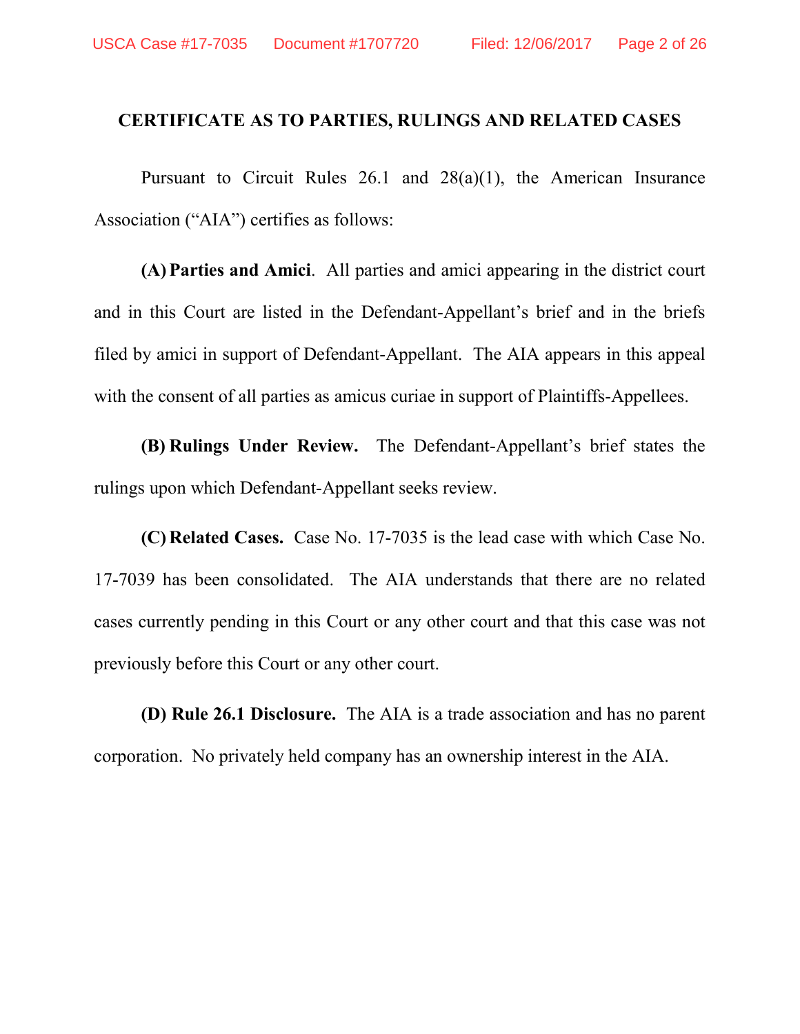## CERTIFICATE AS TO PARTIES, RULINGS AND RELATED CASES

Pursuant to Circuit Rules 26.1 and 28(a)(1), the American Insurance Association ("AIA") certifies as follows:

**(A) Parties and Amici**. All parties and amici appearing in the district court and in this Court are listed in the Defendant-Appellant's brief and in the briefs filed by amici in support of Defendant-Appellant. The AIA appears in this appeal with the consent of all parties as amicus curiae in support of Plaintiffs-Appellees.

**(B) Rulings Under Review.** The Defendant-Appellant's brief states the rulings upon which Defendant-Appellant seeks review.

**(C) Related Cases.** Case No. 17-7035 is the lead case with which Case No. 17-7039 has been consolidated. The AIA understands that there are no related cases currently pending in this Court or any other court and that this case was not previously before this Court or any other court.

**(D) Rule 26.1 Disclosure.** The AIA is a trade association and has no parent corporation. No privately held company has an ownership interest in the AIA.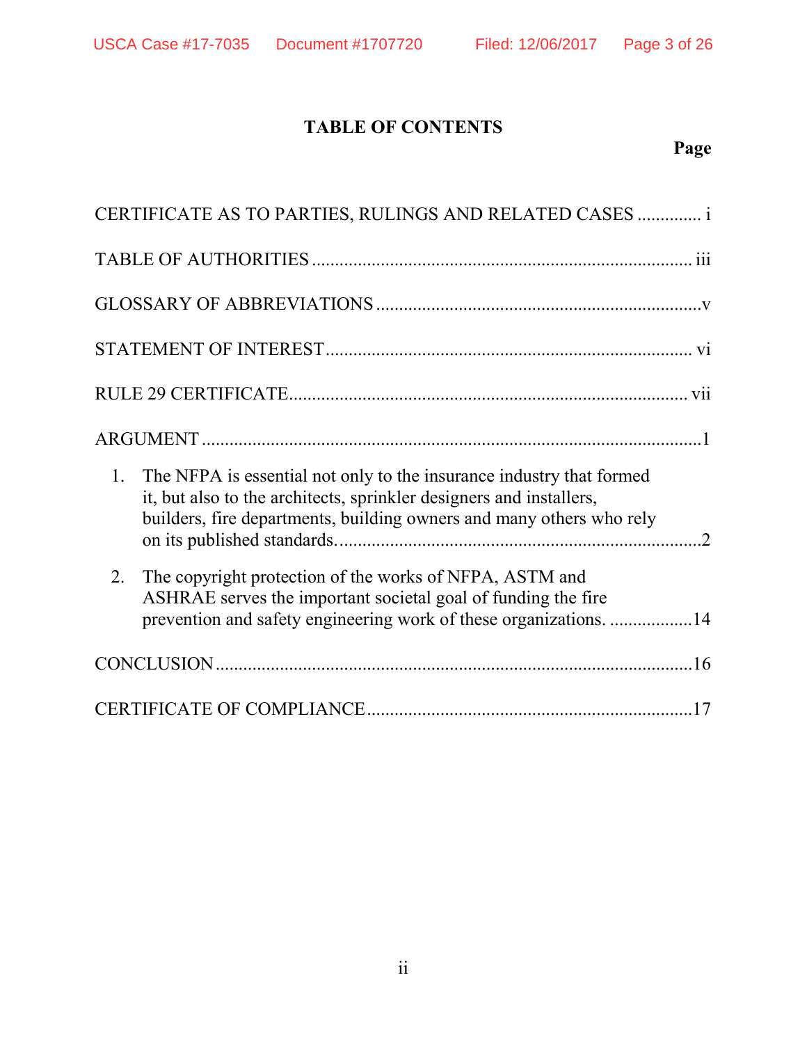# TABLE OF CONTENTS

**Page**

CERTIFICATE AS TO PARTIES, RULINGS AND RELATED CASES ............. i

TABLE OF AUTHORITIES ................................................................................. iii

GLOSSARY OF ABBREVIATIONS .....................................................................v

STATEMENT OF INTEREST ............................................................................... vi

RULE 29 CERTIFICATE...................................................................................... vii

ARGUMENT ..........................................................................................................1

1. The NFPA is essential not only to the insurance industry that formed it, but also to the architects, sprinkler designers and installers, builders, fire departments, building owners and many others who rely on its published standards. ..............................................................................2

2. The copyright protection of the works of NFPA, ASTM and ASHRAE serves the important societal goal of funding the fire prevention and safety engineering work of these organizations. ..................14

CONCLUSION .....................................................................................................16

CERTIFICATE OF COMPLIANCE ......................................................................17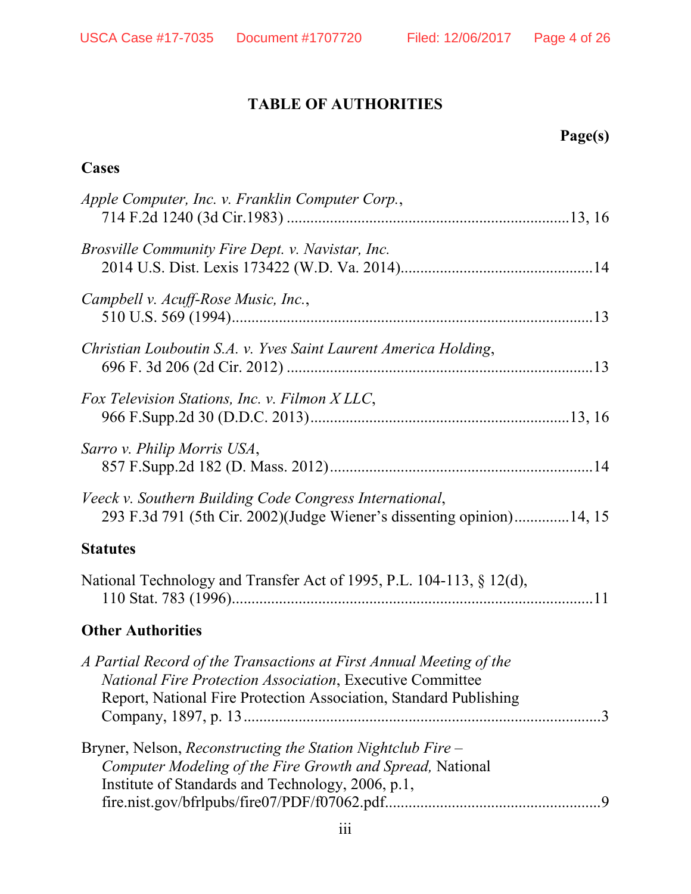# TABLE OF AUTHORITIES

**Page(s)**

## Cases

*Apple Computer, Inc. v. Franklin Computer Corp.*,
714 F.2d 1240 (3d Cir.1983) ....................................................................13, 16

*Brosville Community Fire Dept. v. Navistar, Inc.*
2014 U.S. Dist. Lexis 173422 (W.D. Va. 2014)................................................14

*Campbell v. Acuff-Rose Music, Inc.*,
510 U.S. 569 (1994).........................................................................................13

*Christian Louboutin S.A. v. Yves Saint Laurent America Holding*,
696 F. 3d 206 (2d Cir. 2012) ...........................................................................13

*Fox Television Stations, Inc. v. Filmon X LLC*,
966 F.Supp.2d 30 (D.D.C. 2013)...............................................................13, 16

*Sarro v. Philip Morris USA*,
857 F.Supp.2d 182 (D. Mass. 2012).................................................................14

*Veeck v. Southern Building Code Congress International*,
293 F.3d 791 (5th Cir. 2002)(Judge Wiener's dissenting opinion).............14, 15

## Statutes

National Technology and Transfer Act of 1995, P.L. 104-113, § 12(d),
110 Stat. 783 (1996)..........................................................................................11

## Other Authorities

*A Partial Record of the Transactions at First Annual Meeting of the National Fire Protection Association*, Executive Committee Report, National Fire Protection Association, Standard Publishing Company, 1897, p. 13 .........................................................................................3

Bryner, Nelson, *Reconstructing the Station Nightclub Fire – Computer Modeling of the Fire Growth and Spread,* National Institute of Standards and Technology, 2006, p.1,
fire.nist.gov/bfrlpubs/fire07/PDF/f07062.pdf......................................................9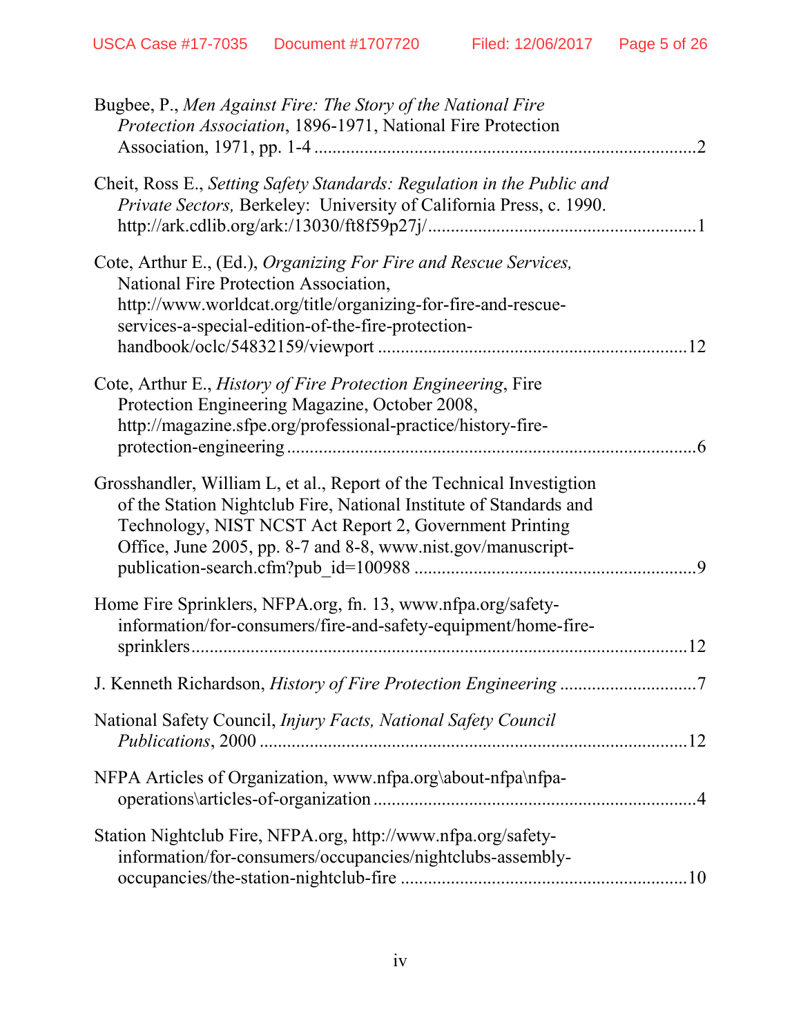Bugbee, P., *Men Against Fire: The Story of the National Fire Protection Association*, 1896-1971, National Fire Protection Association, 1971, pp. 1-4 .................................................................................2

Cheit, Ross E., *Setting Safety Standards: Regulation in the Public and Private Sectors,* Berkeley: University of California Press, c. 1990. http://ark.cdlib.org/ark:/13030/ft8f59p27j/.........................................................1

Cote, Arthur E., (Ed.), *Organizing For Fire and Rescue Services,* National Fire Protection Association, http://www.worldcat.org/title/organizing-for-fire-and-rescue-services-a-special-edition-of-the-fire-protection-handbook/oclc/54832159/viewport ...................................................................12

Cote, Arthur E., *History of Fire Protection Engineering*, Fire Protection Engineering Magazine, October 2008, http://magazine.sfpe.org/professional-practice/history-fire-protection-engineering ..........................................................................................6

Grosshandler, William L, et al., Report of the Technical Investigtion of the Station Nightclub Fire, National Institute of Standards and Technology, NIST NCST Act Report 2, Government Printing Office, June 2005, pp. 8-7 and 8-8, www.nist.gov/manuscript-publication-search.cfm?pub_id=100988 ............................................................9

Home Fire Sprinklers, NFPA.org, fn. 13, www.nfpa.org/safety-information/for-consumers/fire-and-safety-equipment/home-fire-sprinklers...........................................................................................................12

J. Kenneth Richardson, *History of Fire Protection Engineering* .............................7

National Safety Council, *Injury Facts, National Safety Council Publications*, 2000 .............................................................................................12

NFPA Articles of Organization, www.nfpa.org\about-nfpa\nfpa-operations\articles-of-organization ......................................................................4

Station Nightclub Fire, NFPA.org, http://www.nfpa.org/safety-information/for-consumers/occupancies/nightclubs-assembly-occupancies/the-station-nightclub-fire ..............................................................10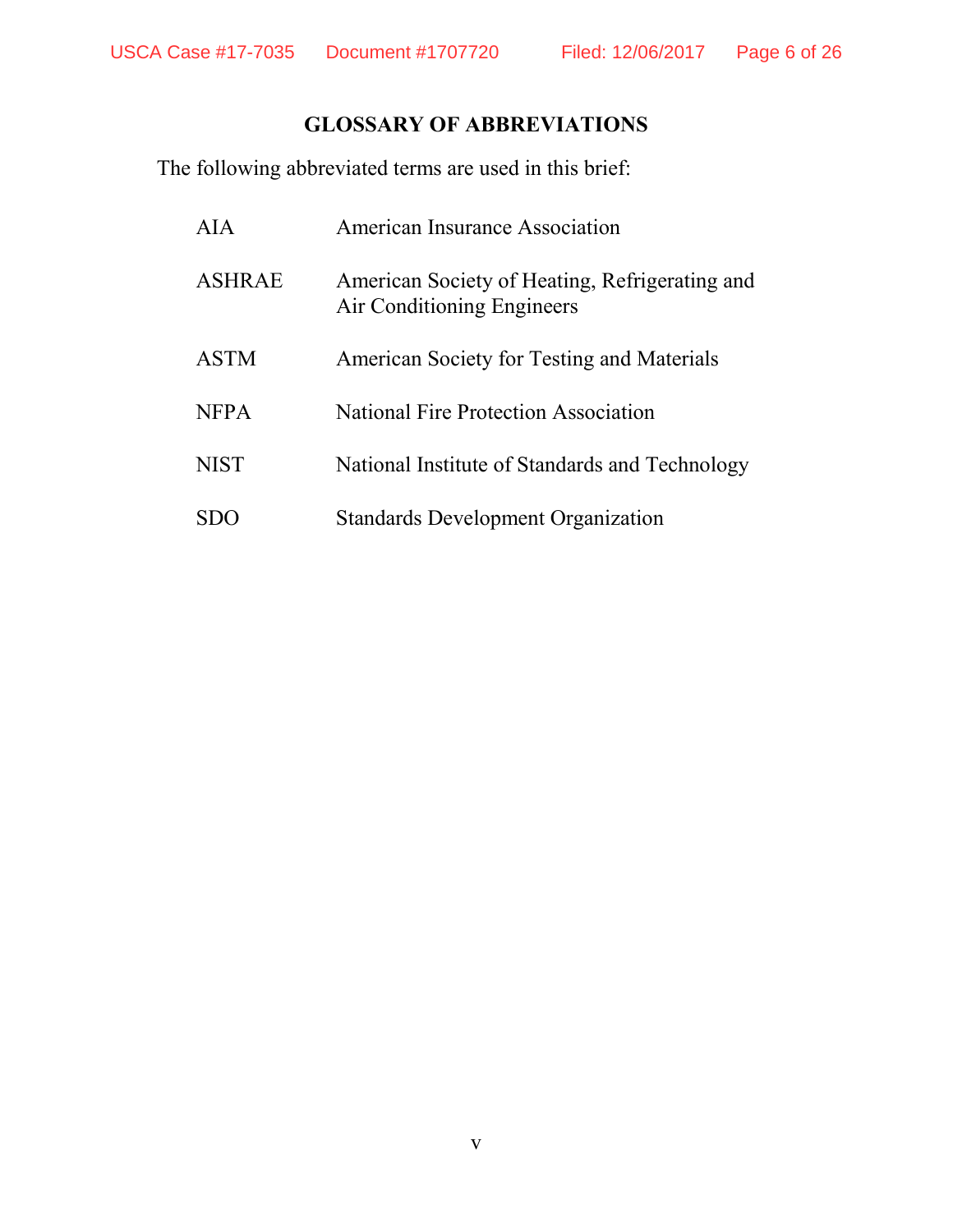## GLOSSARY OF ABBREVIATIONS

The following abbreviated terms are used in this brief:

| | |
|---|---|
| AIA | American Insurance Association |
| ASHRAE | American Society of Heating, Refrigerating and Air Conditioning Engineers |
| ASTM | American Society for Testing and Materials |
| NFPA | National Fire Protection Association |
| NIST | National Institute of Standards and Technology |
| SDO | Standards Development Organization |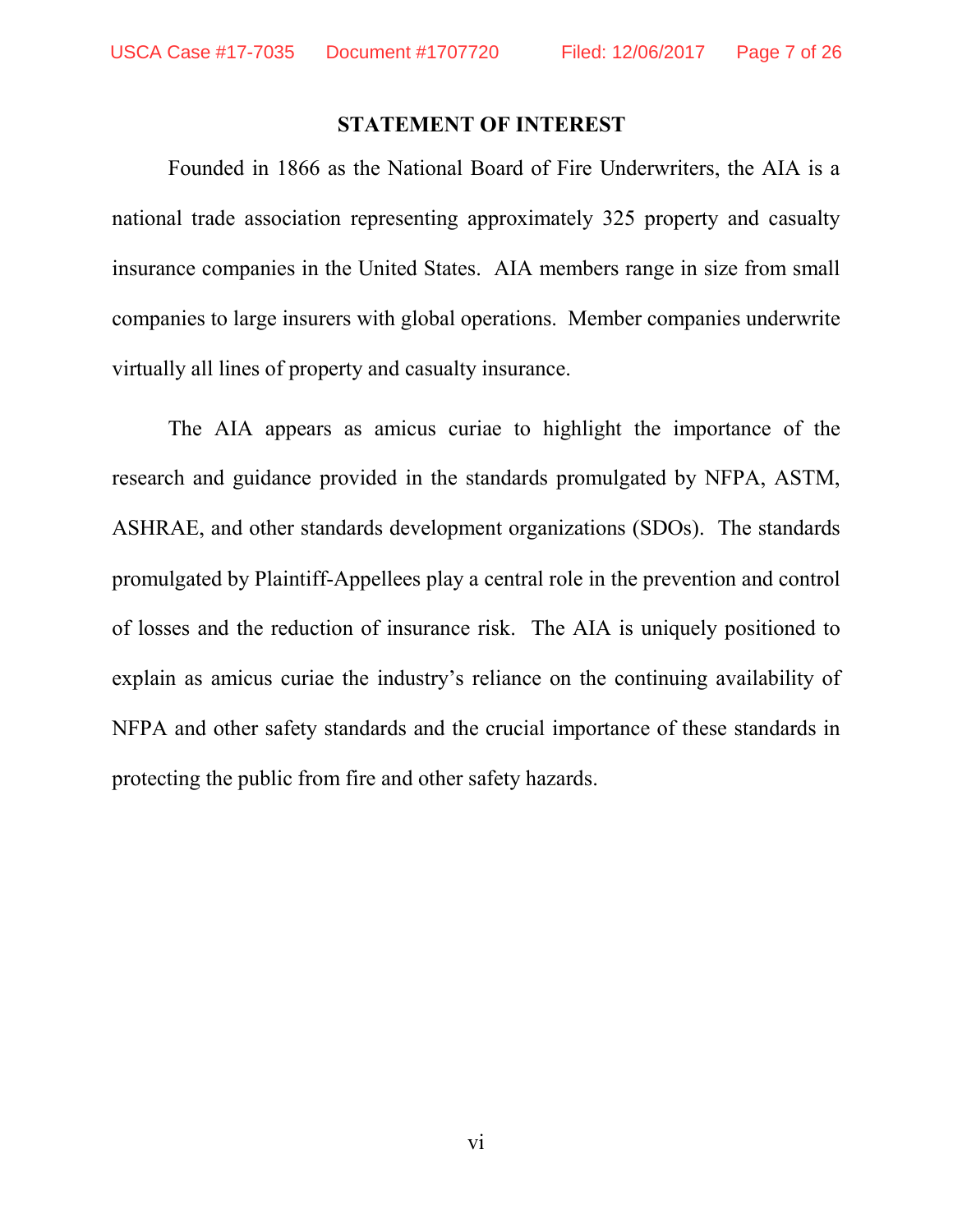## STATEMENT OF INTEREST

Founded in 1866 as the National Board of Fire Underwriters, the AIA is a national trade association representing approximately 325 property and casualty insurance companies in the United States. AIA members range in size from small companies to large insurers with global operations. Member companies underwrite virtually all lines of property and casualty insurance.

The AIA appears as amicus curiae to highlight the importance of the research and guidance provided in the standards promulgated by NFPA, ASTM, ASHRAE, and other standards development organizations (SDOs). The standards promulgated by Plaintiff-Appellees play a central role in the prevention and control of losses and the reduction of insurance risk. The AIA is uniquely positioned to explain as amicus curiae the industry's reliance on the continuing availability of NFPA and other safety standards and the crucial importance of these standards in protecting the public from fire and other safety hazards.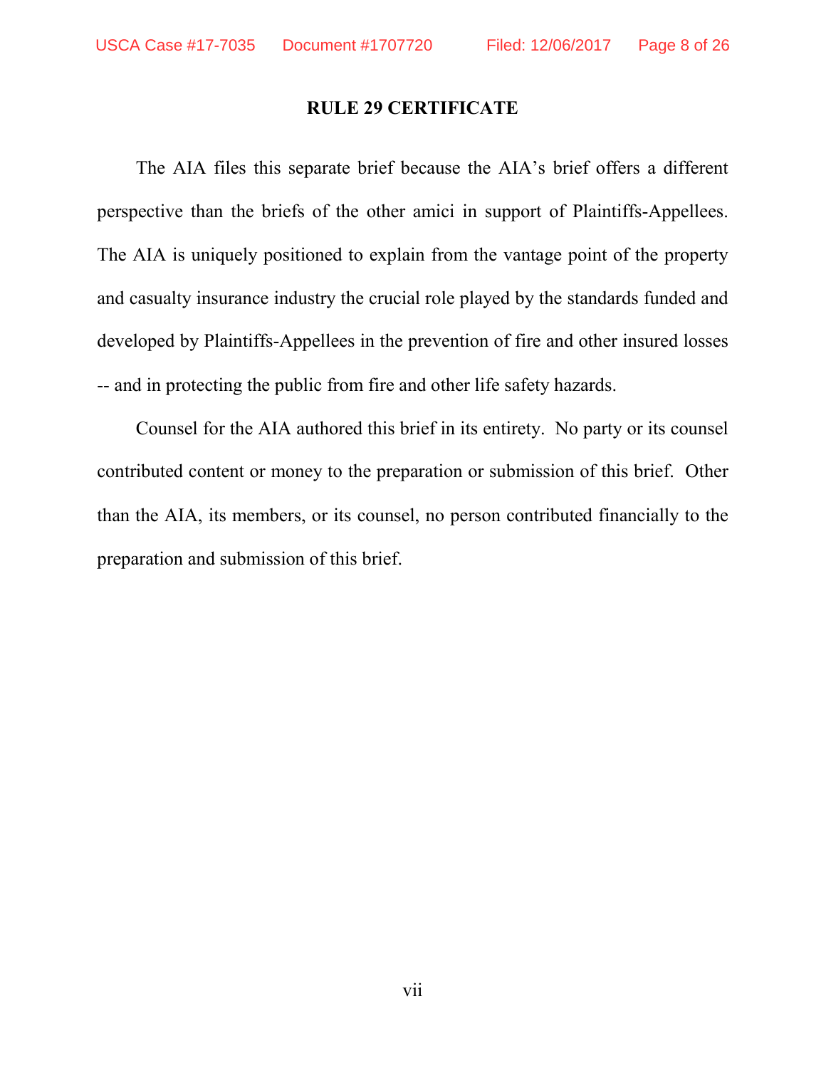## RULE 29 CERTIFICATE

The AIA files this separate brief because the AIA's brief offers a different perspective than the briefs of the other amici in support of Plaintiffs-Appellees. The AIA is uniquely positioned to explain from the vantage point of the property and casualty insurance industry the crucial role played by the standards funded and developed by Plaintiffs-Appellees in the prevention of fire and other insured losses -- and in protecting the public from fire and other life safety hazards.

Counsel for the AIA authored this brief in its entirety. No party or its counsel contributed content or money to the preparation or submission of this brief. Other than the AIA, its members, or its counsel, no person contributed financially to the preparation and submission of this brief.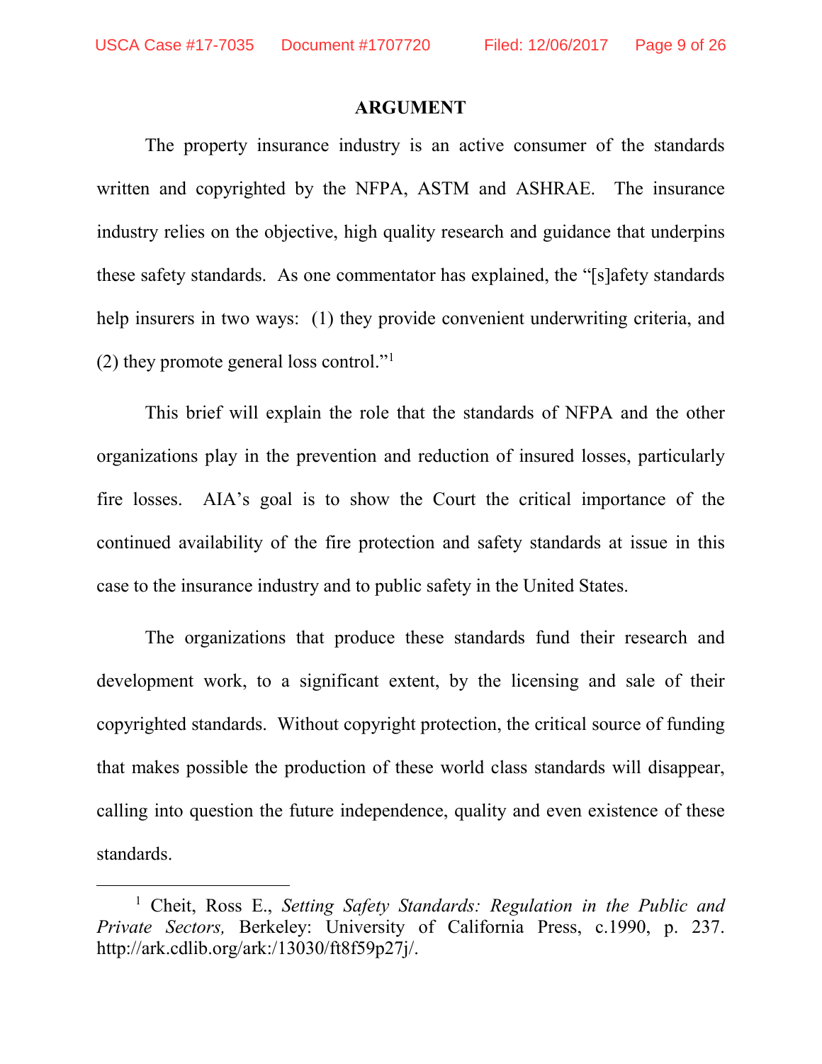## ARGUMENT

The property insurance industry is an active consumer of the standards written and copyrighted by the NFPA, ASTM and ASHRAE. The insurance industry relies on the objective, high quality research and guidance that underpins these safety standards. As one commentator has explained, the "[s]afety standards help insurers in two ways: (1) they provide convenient underwriting criteria, and (2) they promote general loss control."[1]

This brief will explain the role that the standards of NFPA and the other organizations play in the prevention and reduction of insured losses, particularly fire losses. AIA's goal is to show the Court the critical importance of the continued availability of the fire protection and safety standards at issue in this case to the insurance industry and to public safety in the United States.

The organizations that produce these standards fund their research and development work, to a significant extent, by the licensing and sale of their copyrighted standards. Without copyright protection, the critical source of funding that makes possible the production of these world class standards will disappear, calling into question the future independence, quality and even existence of these standards.

---

[1] Cheit, Ross E., *Setting Safety Standards: Regulation in the Public and Private Sectors,* Berkeley: University of California Press, c.1990, p. 237. http://ark.cdlib.org/ark:/13030/ft8f59p27j/.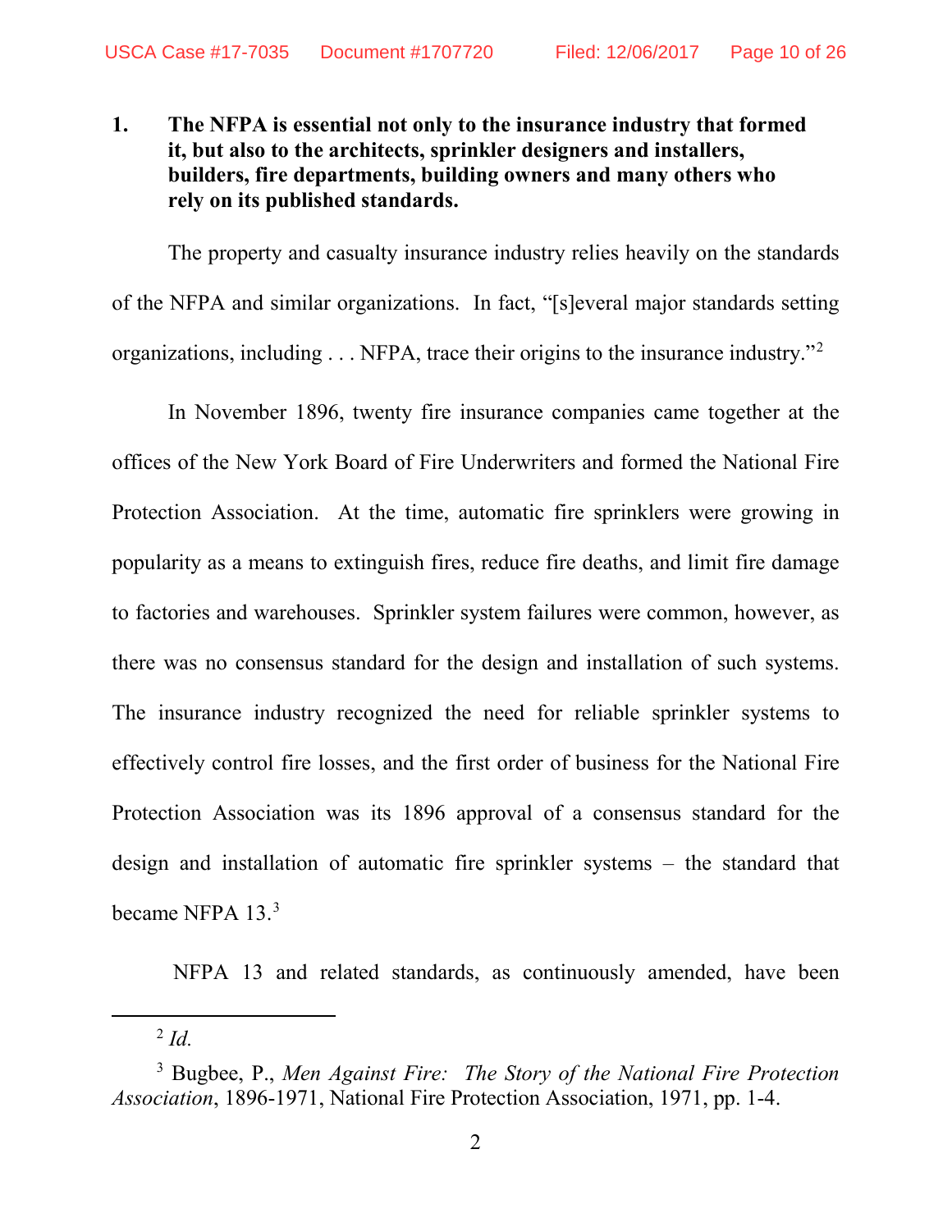**1. The NFPA is essential not only to the insurance industry that formed it, but also to the architects, sprinkler designers and installers, builders, fire departments, building owners and many others who rely on its published standards.**

The property and casualty insurance industry relies heavily on the standards of the NFPA and similar organizations. In fact, "[s]everal major standards setting organizations, including . . . NFPA, trace their origins to the insurance industry."[2]

In November 1896, twenty fire insurance companies came together at the offices of the New York Board of Fire Underwriters and formed the National Fire Protection Association. At the time, automatic fire sprinklers were growing in popularity as a means to extinguish fires, reduce fire deaths, and limit fire damage to factories and warehouses. Sprinkler system failures were common, however, as there was no consensus standard for the design and installation of such systems. The insurance industry recognized the need for reliable sprinkler systems to effectively control fire losses, and the first order of business for the National Fire Protection Association was its 1896 approval of a consensus standard for the design and installation of automatic fire sprinkler systems – the standard that became NFPA 13.[3]

NFPA 13 and related standards, as continuously amended, have been

---

[2] *Id.*

[3] Bugbee, P., *Men Against Fire: The Story of the National Fire Protection Association*, 1896-1971, National Fire Protection Association, 1971, pp. 1-4.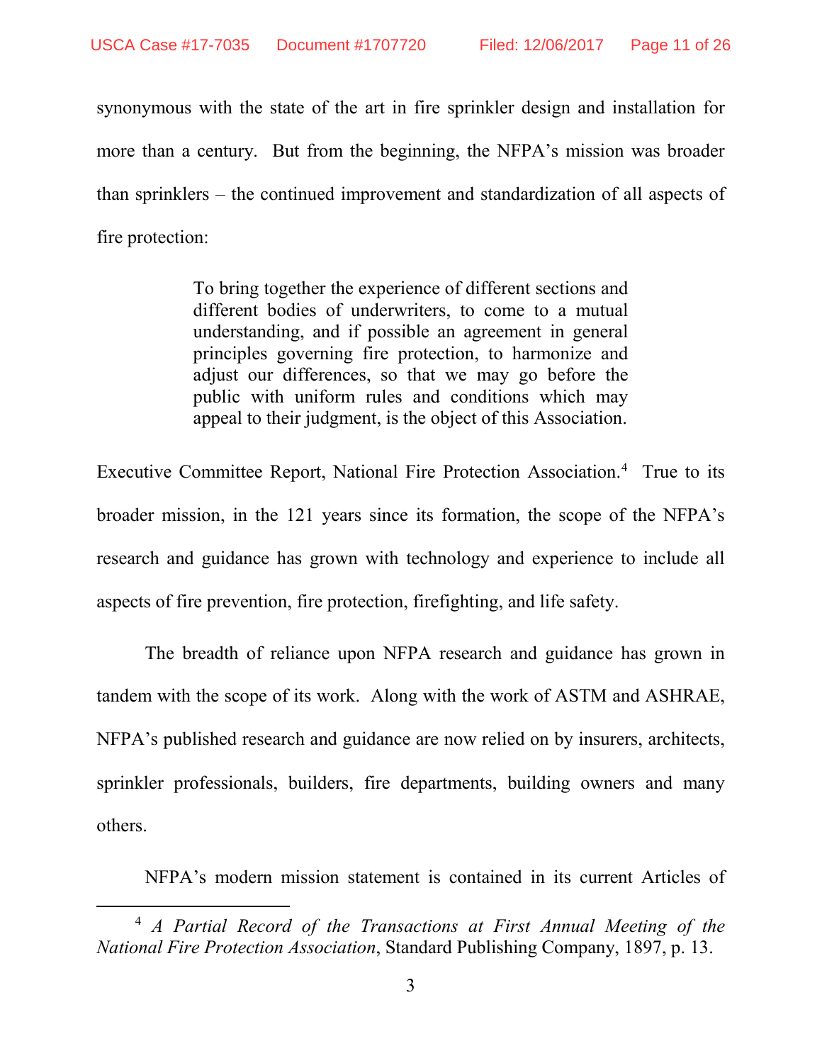synonymous with the state of the art in fire sprinkler design and installation for more than a century. But from the beginning, the NFPA's mission was broader than sprinklers – the continued improvement and standardization of all aspects of fire protection:

> To bring together the experience of different sections and different bodies of underwriters, to come to a mutual understanding, and if possible an agreement in general principles governing fire protection, to harmonize and adjust our differences, so that we may go before the public with uniform rules and conditions which may appeal to their judgment, is the object of this Association.

Executive Committee Report, National Fire Protection Association.[4] True to its broader mission, in the 121 years since its formation, the scope of the NFPA's research and guidance has grown with technology and experience to include all aspects of fire prevention, fire protection, firefighting, and life safety.

The breadth of reliance upon NFPA research and guidance has grown in tandem with the scope of its work. Along with the work of ASTM and ASHRAE, NFPA's published research and guidance are now relied on by insurers, architects, sprinkler professionals, builders, fire departments, building owners and many others.

NFPA's modern mission statement is contained in its current Articles of

---

[4] *A Partial Record of the Transactions at First Annual Meeting of the National Fire Protection Association*, Standard Publishing Company, 1897, p. 13.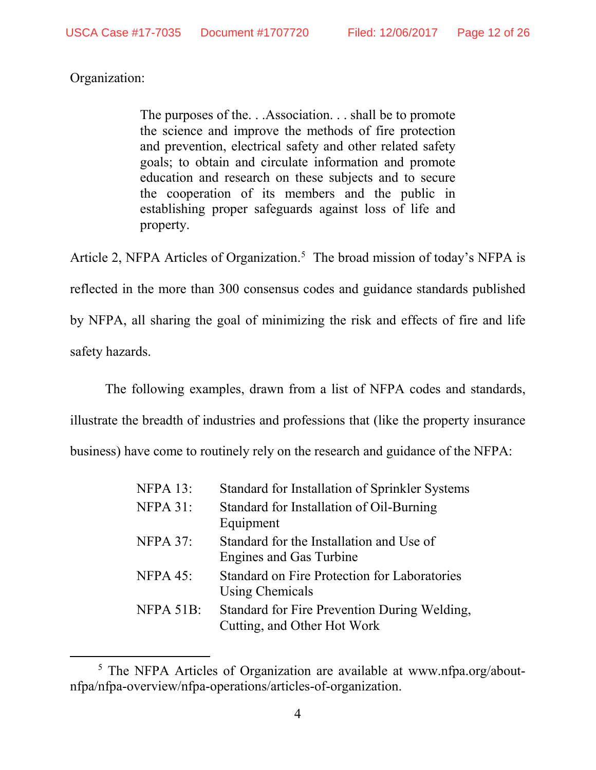Organization:

> The purposes of the. . .Association. . . shall be to promote the science and improve the methods of fire protection and prevention, electrical safety and other related safety goals; to obtain and circulate information and promote education and research on these subjects and to secure the cooperation of its members and the public in establishing proper safeguards against loss of life and property.

Article 2, NFPA Articles of Organization.[5] The broad mission of today's NFPA is reflected in the more than 300 consensus codes and guidance standards published by NFPA, all sharing the goal of minimizing the risk and effects of fire and life safety hazards.

The following examples, drawn from a list of NFPA codes and standards, illustrate the breadth of industries and professions that (like the property insurance business) have come to routinely rely on the research and guidance of the NFPA:

| | |
|---|---|
| NFPA 13: | Standard for Installation of Sprinkler Systems |
| NFPA 31: | Standard for Installation of Oil-Burning Equipment |
| NFPA 37: | Standard for the Installation and Use of Engines and Gas Turbine |
| NFPA 45: | Standard on Fire Protection for Laboratories Using Chemicals |
| NFPA 51B: | Standard for Fire Prevention During Welding, Cutting, and Other Hot Work |

---

[5] The NFPA Articles of Organization are available at www.nfpa.org/about-nfpa/nfpa-overview/nfpa-operations/articles-of-organization.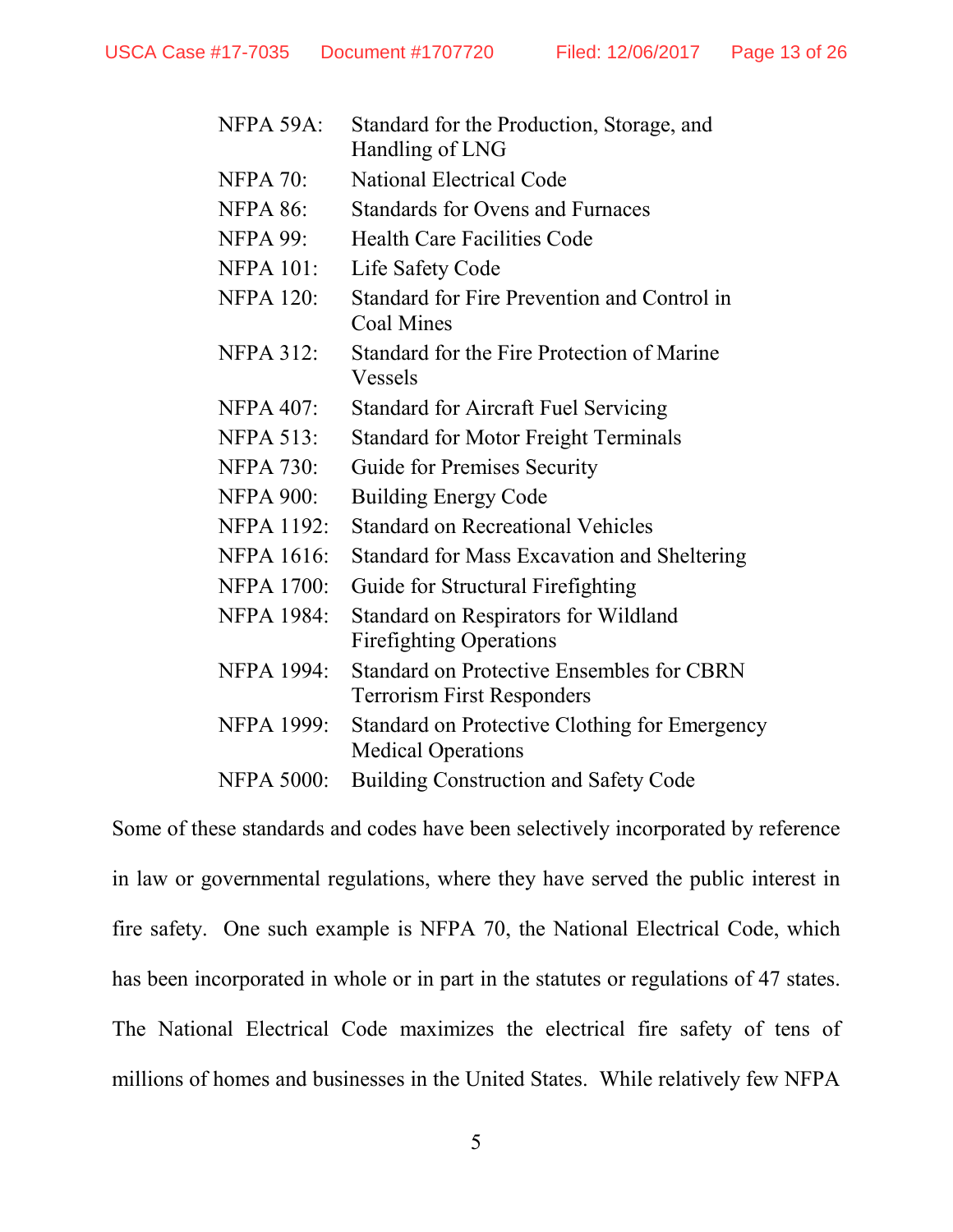| | |
|---|---|
| NFPA 59A: | Standard for the Production, Storage, and Handling of LNG |
| NFPA 70: | National Electrical Code |
| NFPA 86: | Standards for Ovens and Furnaces |
| NFPA 99: | Health Care Facilities Code |
| NFPA 101: | Life Safety Code |
| NFPA 120: | Standard for Fire Prevention and Control in Coal Mines |
| NFPA 312: | Standard for the Fire Protection of Marine Vessels |
| NFPA 407: | Standard for Aircraft Fuel Servicing |
| NFPA 513: | Standard for Motor Freight Terminals |
| NFPA 730: | Guide for Premises Security |
| NFPA 900: | Building Energy Code |
| NFPA 1192: | Standard on Recreational Vehicles |
| NFPA 1616: | Standard for Mass Excavation and Sheltering |
| NFPA 1700: | Guide for Structural Firefighting |
| NFPA 1984: | Standard on Respirators for Wildland Firefighting Operations |
| NFPA 1994: | Standard on Protective Ensembles for CBRN Terrorism First Responders |
| NFPA 1999: | Standard on Protective Clothing for Emergency Medical Operations |
| NFPA 5000: | Building Construction and Safety Code |

Some of these standards and codes have been selectively incorporated by reference in law or governmental regulations, where they have served the public interest in fire safety. One such example is NFPA 70, the National Electrical Code, which has been incorporated in whole or in part in the statutes or regulations of 47 states. The National Electrical Code maximizes the electrical fire safety of tens of millions of homes and businesses in the United States. While relatively few NFPA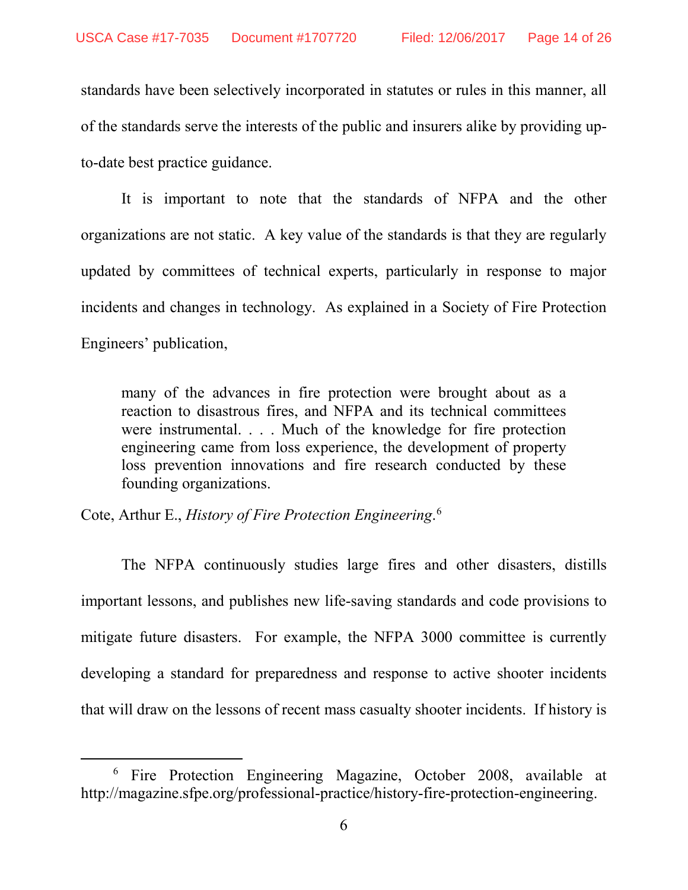standards have been selectively incorporated in statutes or rules in this manner, all of the standards serve the interests of the public and insurers alike by providing up-to-date best practice guidance.

It is important to note that the standards of NFPA and the other organizations are not static. A key value of the standards is that they are regularly updated by committees of technical experts, particularly in response to major incidents and changes in technology. As explained in a Society of Fire Protection Engineers' publication,

> many of the advances in fire protection were brought about as a reaction to disastrous fires, and NFPA and its technical committees were instrumental. . . . Much of the knowledge for fire protection engineering came from loss experience, the development of property loss prevention innovations and fire research conducted by these founding organizations.

Cote, Arthur E., *History of Fire Protection Engineering*.[6]

The NFPA continuously studies large fires and other disasters, distills important lessons, and publishes new life-saving standards and code provisions to mitigate future disasters. For example, the NFPA 3000 committee is currently developing a standard for preparedness and response to active shooter incidents that will draw on the lessons of recent mass casualty shooter incidents. If history is

[6] Fire Protection Engineering Magazine, October 2008, available at http://magazine.sfpe.org/professional-practice/history-fire-protection-engineering.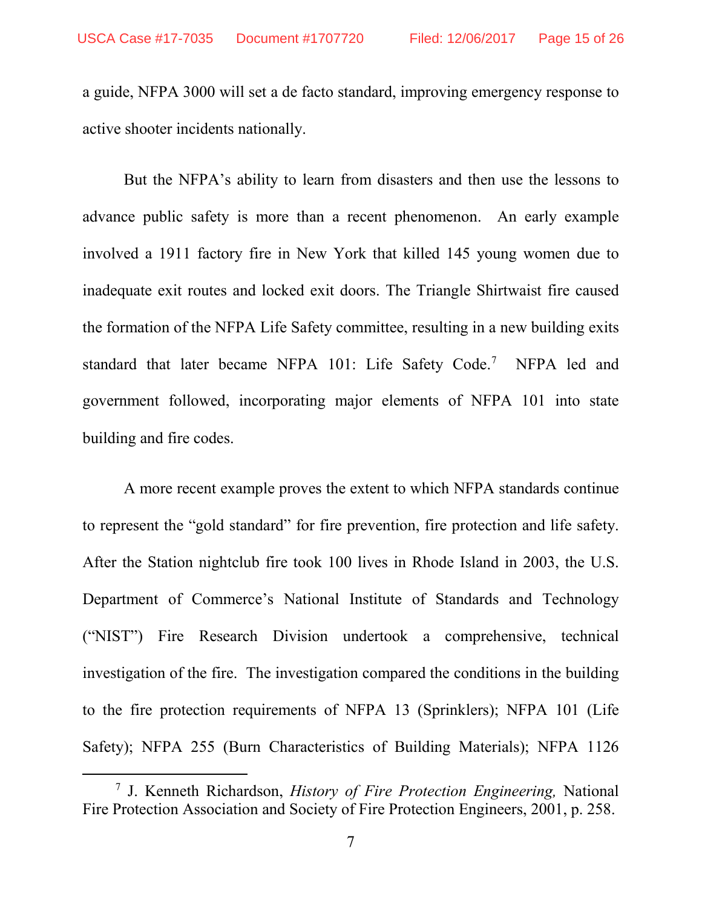a guide, NFPA 3000 will set a de facto standard, improving emergency response to active shooter incidents nationally.

But the NFPA's ability to learn from disasters and then use the lessons to advance public safety is more than a recent phenomenon. An early example involved a 1911 factory fire in New York that killed 145 young women due to inadequate exit routes and locked exit doors. The Triangle Shirtwaist fire caused the formation of the NFPA Life Safety committee, resulting in a new building exits standard that later became NFPA 101: Life Safety Code.[7] NFPA led and government followed, incorporating major elements of NFPA 101 into state building and fire codes.

A more recent example proves the extent to which NFPA standards continue to represent the "gold standard" for fire prevention, fire protection and life safety. After the Station nightclub fire took 100 lives in Rhode Island in 2003, the U.S. Department of Commerce's National Institute of Standards and Technology ("NIST") Fire Research Division undertook a comprehensive, technical investigation of the fire. The investigation compared the conditions in the building to the fire protection requirements of NFPA 13 (Sprinklers); NFPA 101 (Life Safety); NFPA 255 (Burn Characteristics of Building Materials); NFPA 1126

---

[7] J. Kenneth Richardson, *History of Fire Protection Engineering,* National Fire Protection Association and Society of Fire Protection Engineers, 2001, p. 258.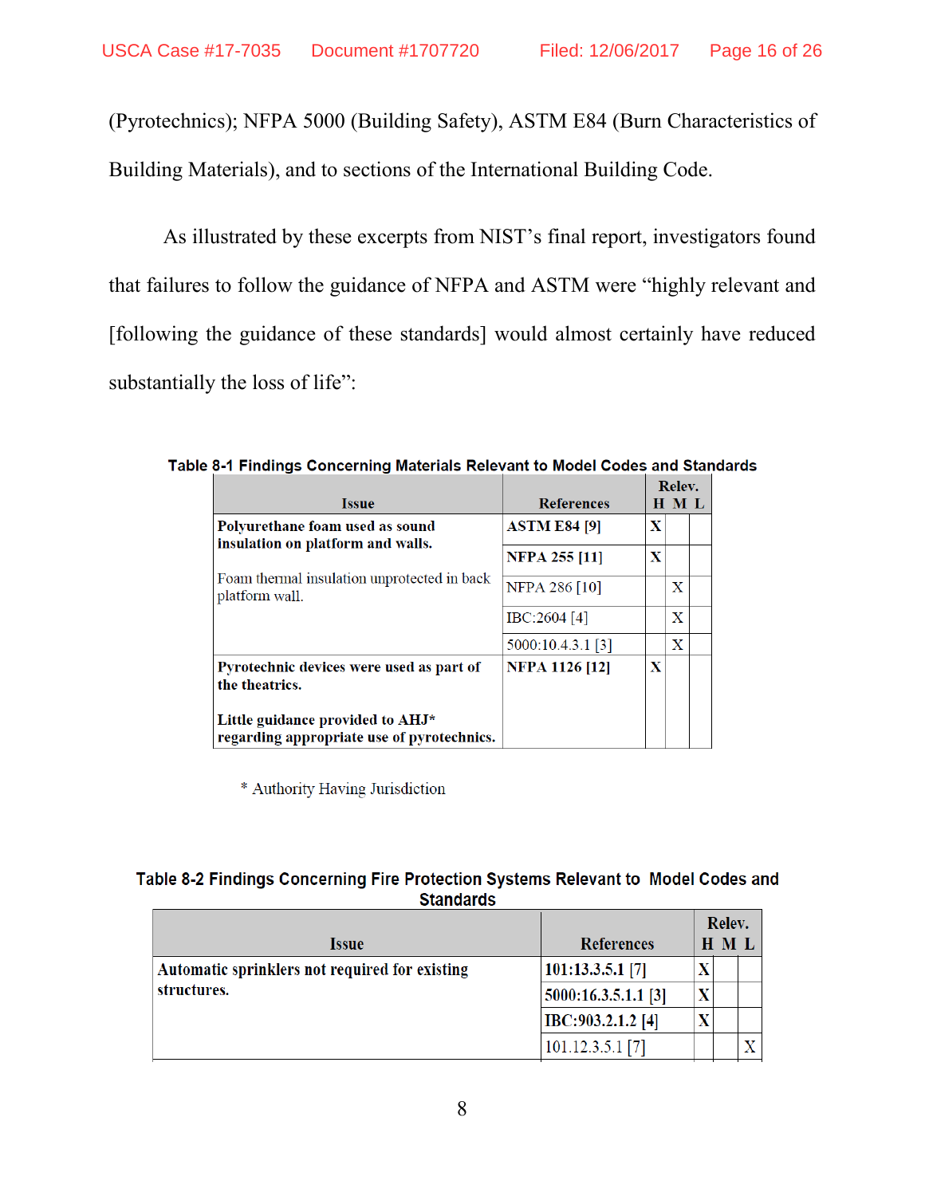(Pyrotechnics); NFPA 5000 (Building Safety), ASTM E84 (Burn Characteristics of Building Materials), and to sections of the International Building Code.

As illustrated by these excerpts from NIST's final report, investigators found that failures to follow the guidance of NFPA and ASTM were "highly relevant and [following the guidance of these standards] would almost certainly have reduced substantially the loss of life":

**Table 8-1 Findings Concerning Materials Relevant to Model Codes and Standards**

| Issue | References | Relev. H | Relev. M | Relev. L |
|---|---|---|---|---|
| **Polyurethane foam used as sound insulation on platform and walls.**<br><br>Foam thermal insulation unprotected in back platform wall. | **ASTM E84 [9]** | X | | |
| | **NFPA 255 [11]** | X | | |
| | NFPA 286 [10] | | X | |
| | IBC:2604 [4] | | X | |
| | 5000:10.4.3.1 [3] | | X | |
| **Pyrotechnic devices were used as part of the theatrics.**<br><br>**Little guidance provided to AHJ* regarding appropriate use of pyrotechnics.** | **NFPA 1126 [12]** | X | | |

\* Authority Having Jurisdiction

**Table 8-2 Findings Concerning Fire Protection Systems Relevant to Model Codes and Standards**

| Issue | References | Relev. H | Relev. M | Relev. L |
|---|---|---|---|---|
| **Automatic sprinklers not required for existing structures.** | **101:13.3.5.1 [7]** | X | | |
| | **5000:16.3.5.1.1 [3]** | X | | |
| | **IBC:903.2.1.2 [4]** | X | | |
| | 101.12.3.5.1 [7] | | | X |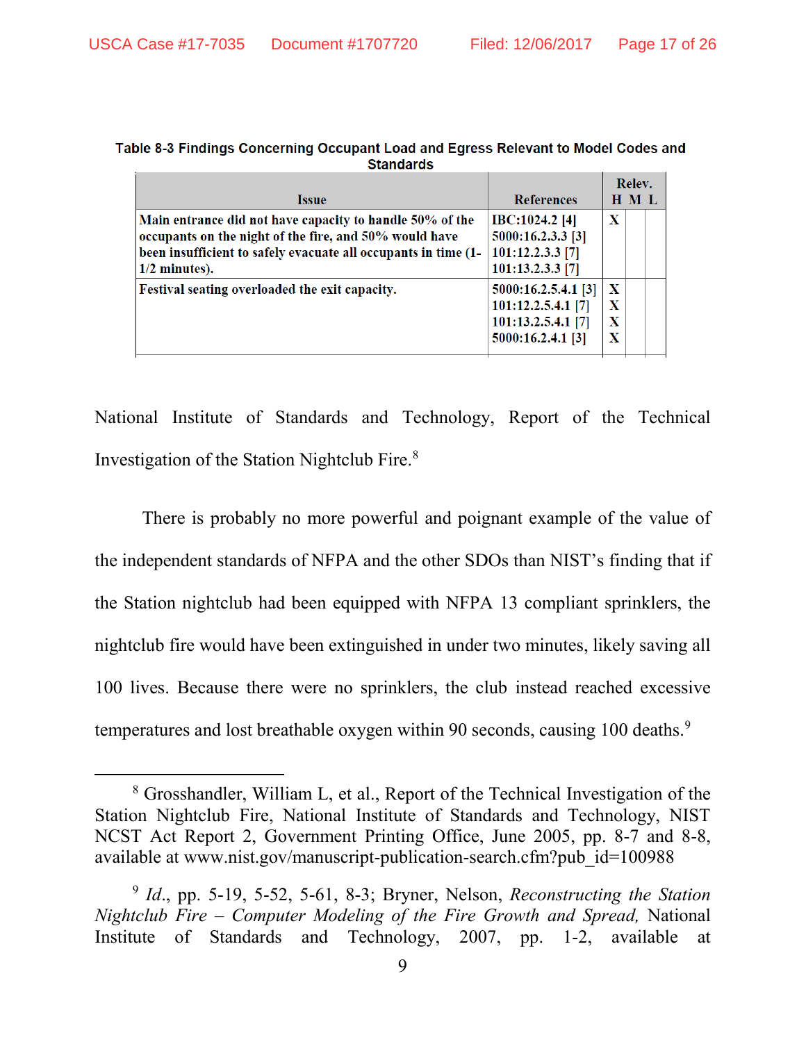**Table 8-3 Findings Concerning Occupant Load and Egress Relevant to Model Codes and Standards**

| Issue | References | Relev. H | M | L |
|---|---|---|---|---|
| Main entrance did not have capacity to handle 50% of the occupants on the night of the fire, and 50% would have been insufficient to safely evacuate all occupants in time (1-1/2 minutes). | IBC:1024.2 [4]<br>5000:16.2.3.3 [3]<br>101:12.2.3.3 [7]<br>101:13.2.3.3 [7] | X | | |
| Festival seating overloaded the exit capacity. | 5000:16.2.5.4.1 [3]<br>101:12.2.5.4.1 [7]<br>101:13.2.5.4.1 [7]<br>5000:16.2.4.1 [3] | X<br>X<br>X<br>X | | |

National Institute of Standards and Technology, Report of the Technical Investigation of the Station Nightclub Fire.[8]

There is probably no more powerful and poignant example of the value of the independent standards of NFPA and the other SDOs than NIST's finding that if the Station nightclub had been equipped with NFPA 13 compliant sprinklers, the nightclub fire would have been extinguished in under two minutes, likely saving all 100 lives. Because there were no sprinklers, the club instead reached excessive temperatures and lost breathable oxygen within 90 seconds, causing 100 deaths.[9]

---

[8] Grosshandler, William L, et al., Report of the Technical Investigation of the Station Nightclub Fire, National Institute of Standards and Technology, NIST NCST Act Report 2, Government Printing Office, June 2005, pp. 8-7 and 8-8, available at www.nist.gov/manuscript-publication-search.cfm?pub_id=100988

[9] *Id*., pp. 5-19, 5-52, 5-61, 8-3; Bryner, Nelson, *Reconstructing the Station Nightclub Fire – Computer Modeling of the Fire Growth and Spread,* National Institute of Standards and Technology, 2007, pp. 1-2, available at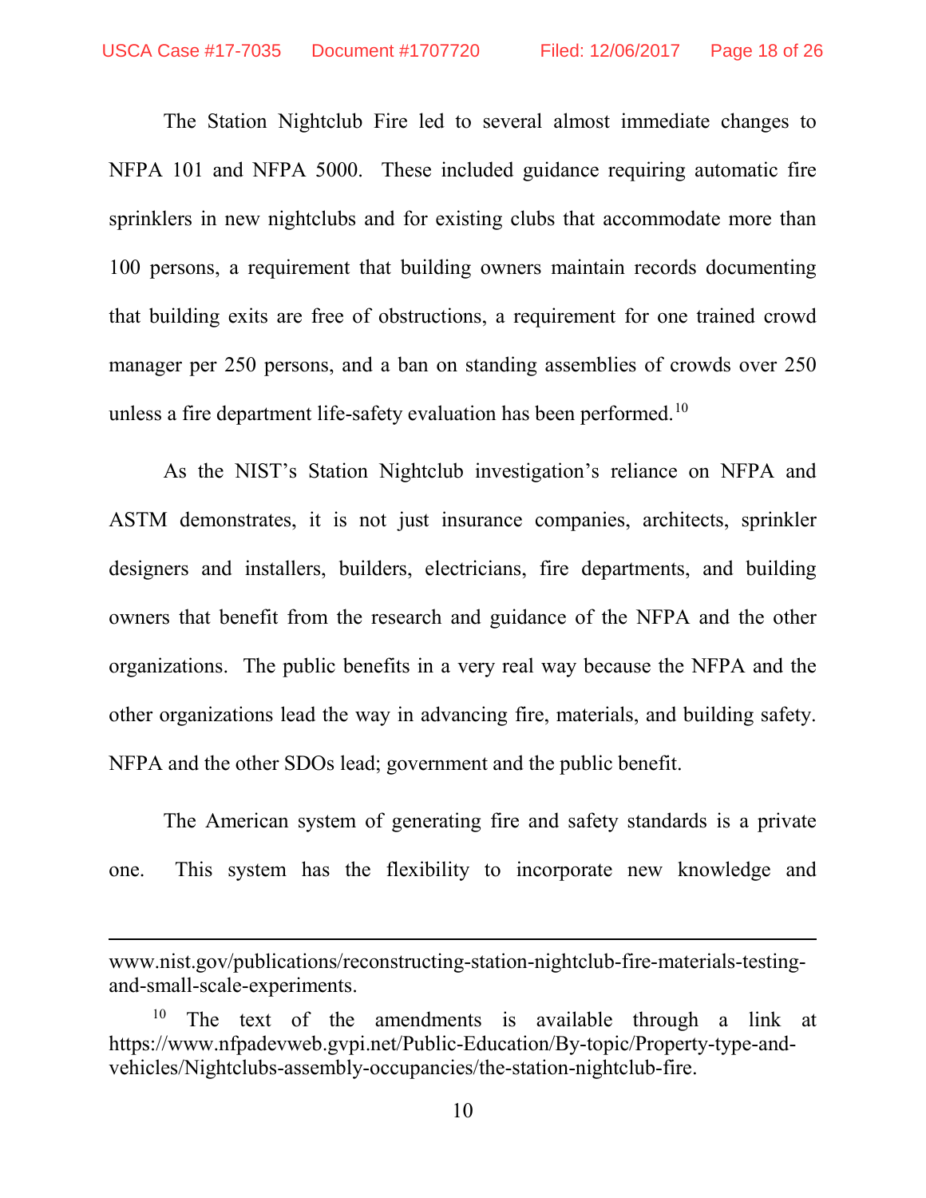The Station Nightclub Fire led to several almost immediate changes to NFPA 101 and NFPA 5000. These included guidance requiring automatic fire sprinklers in new nightclubs and for existing clubs that accommodate more than 100 persons, a requirement that building owners maintain records documenting that building exits are free of obstructions, a requirement for one trained crowd manager per 250 persons, and a ban on standing assemblies of crowds over 250 unless a fire department life-safety evaluation has been performed.[10]

As the NIST's Station Nightclub investigation's reliance on NFPA and ASTM demonstrates, it is not just insurance companies, architects, sprinkler designers and installers, builders, electricians, fire departments, and building owners that benefit from the research and guidance of the NFPA and the other organizations. The public benefits in a very real way because the NFPA and the other organizations lead the way in advancing fire, materials, and building safety. NFPA and the other SDOs lead; government and the public benefit.

The American system of generating fire and safety standards is a private one. This system has the flexibility to incorporate new knowledge and

---

www.nist.gov/publications/reconstructing-station-nightclub-fire-materials-testing-and-small-scale-experiments.

[10] The text of the amendments is available through a link at https://www.nfpadevweb.gvpi.net/Public-Education/By-topic/Property-type-and-vehicles/Nightclubs-assembly-occupancies/the-station-nightclub-fire.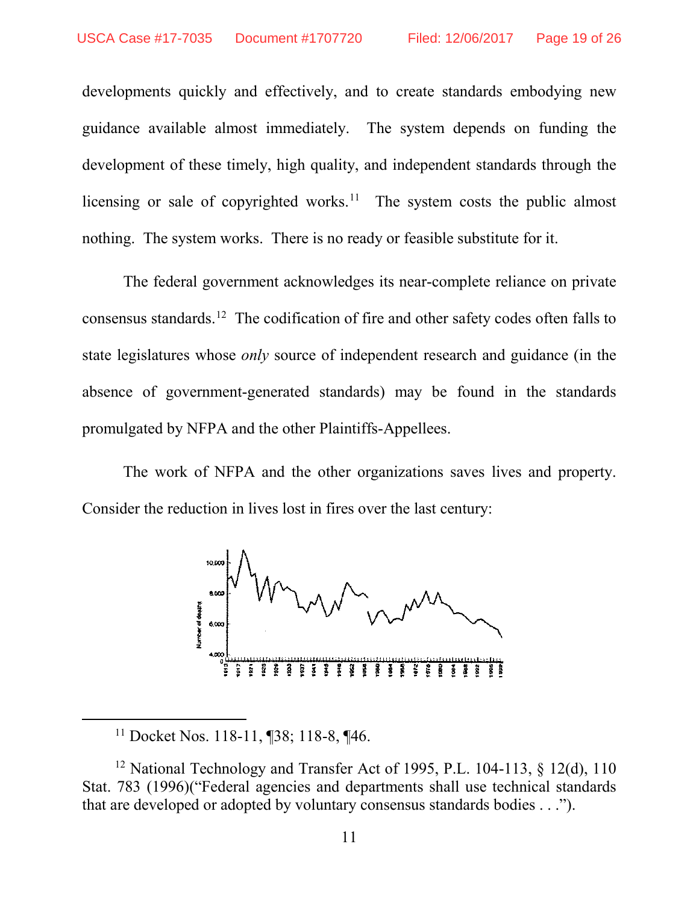developments quickly and effectively, and to create standards embodying new guidance available almost immediately. The system depends on funding the development of these timely, high quality, and independent standards through the licensing or sale of copyrighted works.[11] The system costs the public almost nothing. The system works. There is no ready or feasible substitute for it.

The federal government acknowledges its near-complete reliance on private consensus standards.[12] The codification of fire and other safety codes often falls to state legislatures whose *only* source of independent research and guidance (in the absence of government-generated standards) may be found in the standards promulgated by NFPA and the other Plaintiffs-Appellees.

The work of NFPA and the other organizations saves lives and property. Consider the reduction in lives lost in fires over the last century:

[11] Docket Nos. 118-11, ¶38; 118-8, ¶46.

[12] National Technology and Transfer Act of 1995, P.L. 104-113, § 12(d), 110 Stat. 783 (1996)("Federal agencies and departments shall use technical standards that are developed or adopted by voluntary consensus standards bodies . . .").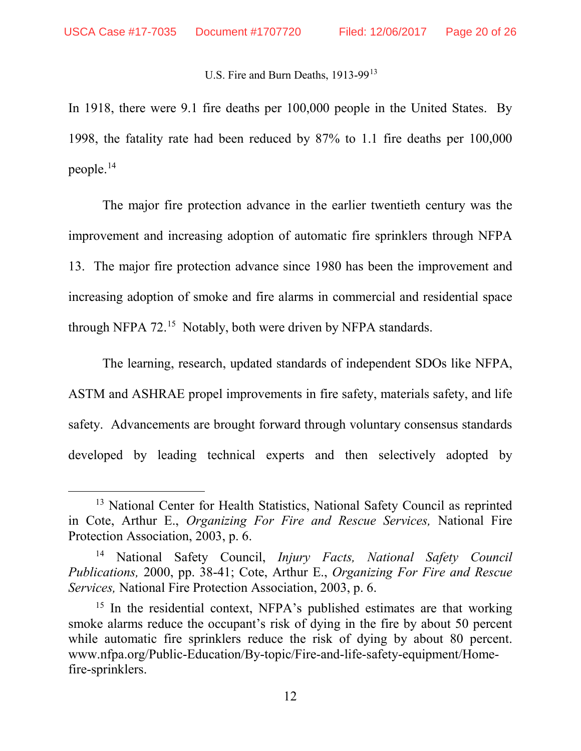U.S. Fire and Burn Deaths, 1913-99[13]

In 1918, there were 9.1 fire deaths per 100,000 people in the United States. By 1998, the fatality rate had been reduced by 87% to 1.1 fire deaths per 100,000 people.[14]

The major fire protection advance in the earlier twentieth century was the improvement and increasing adoption of automatic fire sprinklers through NFPA 13. The major fire protection advance since 1980 has been the improvement and increasing adoption of smoke and fire alarms in commercial and residential space through NFPA 72.[15] Notably, both were driven by NFPA standards.

The learning, research, updated standards of independent SDOs like NFPA, ASTM and ASHRAE propel improvements in fire safety, materials safety, and life safety. Advancements are brought forward through voluntary consensus standards developed by leading technical experts and then selectively adopted by

---

[13] National Center for Health Statistics, National Safety Council as reprinted in Cote, Arthur E., *Organizing For Fire and Rescue Services,* National Fire Protection Association, 2003, p. 6.

[14] National Safety Council, *Injury Facts, National Safety Council Publications,* 2000, pp. 38-41; Cote, Arthur E., *Organizing For Fire and Rescue Services,* National Fire Protection Association, 2003, p. 6.

[15] In the residential context, NFPA's published estimates are that working smoke alarms reduce the occupant's risk of dying in the fire by about 50 percent while automatic fire sprinklers reduce the risk of dying by about 80 percent. www.nfpa.org/Public-Education/By-topic/Fire-and-life-safety-equipment/Home-fire-sprinklers.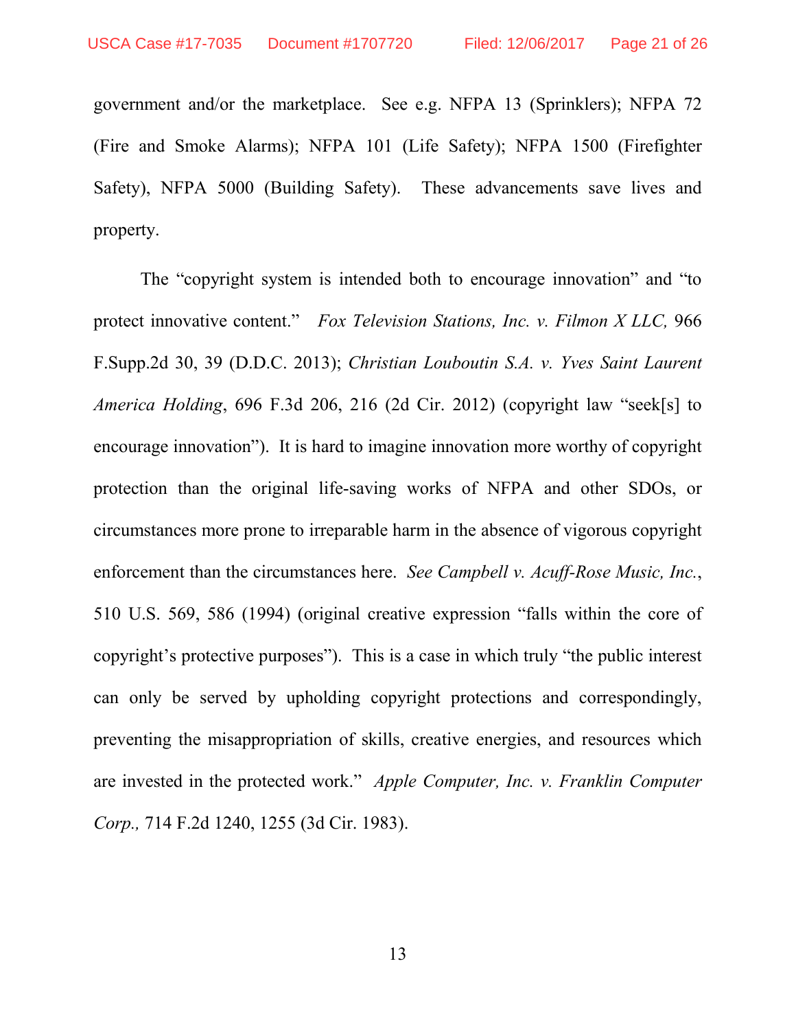government and/or the marketplace. See e.g. NFPA 13 (Sprinklers); NFPA 72 (Fire and Smoke Alarms); NFPA 101 (Life Safety); NFPA 1500 (Firefighter Safety), NFPA 5000 (Building Safety). These advancements save lives and property.

The "copyright system is intended both to encourage innovation" and "to protect innovative content." *Fox Television Stations, Inc. v. Filmon X LLC,* 966 F.Supp.2d 30, 39 (D.D.C. 2013); *Christian Louboutin S.A. v. Yves Saint Laurent America Holding*, 696 F.3d 206, 216 (2d Cir. 2012) (copyright law "seek[s] to encourage innovation"). It is hard to imagine innovation more worthy of copyright protection than the original life-saving works of NFPA and other SDOs, or circumstances more prone to irreparable harm in the absence of vigorous copyright enforcement than the circumstances here. *See Campbell v. Acuff-Rose Music, Inc.*, 510 U.S. 569, 586 (1994) (original creative expression "falls within the core of copyright's protective purposes"). This is a case in which truly "the public interest can only be served by upholding copyright protections and correspondingly, preventing the misappropriation of skills, creative energies, and resources which are invested in the protected work." *Apple Computer, Inc. v. Franklin Computer Corp.,* 714 F.2d 1240, 1255 (3d Cir. 1983).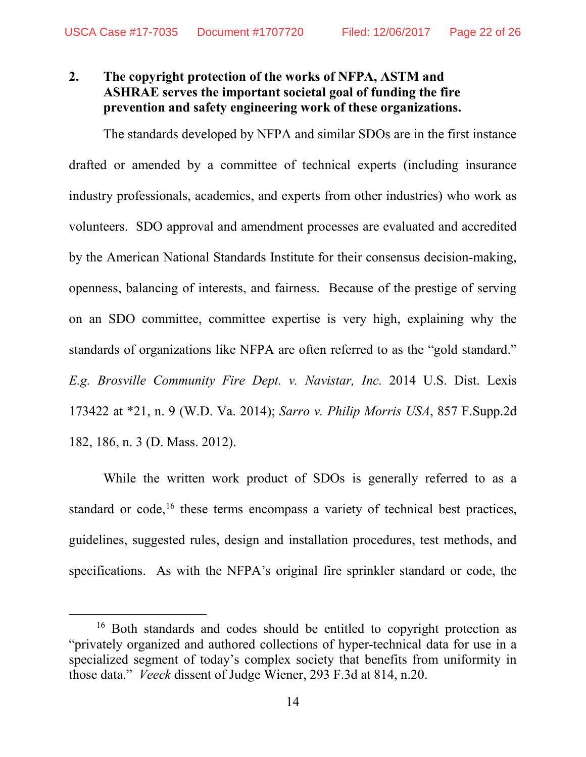**2. The copyright protection of the works of NFPA, ASTM and ASHRAE serves the important societal goal of funding the fire prevention and safety engineering work of these organizations.**

The standards developed by NFPA and similar SDOs are in the first instance drafted or amended by a committee of technical experts (including insurance industry professionals, academics, and experts from other industries) who work as volunteers. SDO approval and amendment processes are evaluated and accredited by the American National Standards Institute for their consensus decision-making, openness, balancing of interests, and fairness. Because of the prestige of serving on an SDO committee, committee expertise is very high, explaining why the standards of organizations like NFPA are often referred to as the "gold standard." *E.g. Brosville Community Fire Dept. v. Navistar, Inc.* 2014 U.S. Dist. Lexis 173422 at *21, n. 9 (W.D. Va. 2014); *Sarro v. Philip Morris USA*, 857 F.Supp.2d 182, 186, n. 3 (D. Mass. 2012).

While the written work product of SDOs is generally referred to as a standard or code,[16] these terms encompass a variety of technical best practices, guidelines, suggested rules, design and installation procedures, test methods, and specifications. As with the NFPA's original fire sprinkler standard or code, the

[16] Both standards and codes should be entitled to copyright protection as "privately organized and authored collections of hyper-technical data for use in a specialized segment of today's complex society that benefits from uniformity in those data." *Veeck* dissent of Judge Wiener, 293 F.3d at 814, n.20.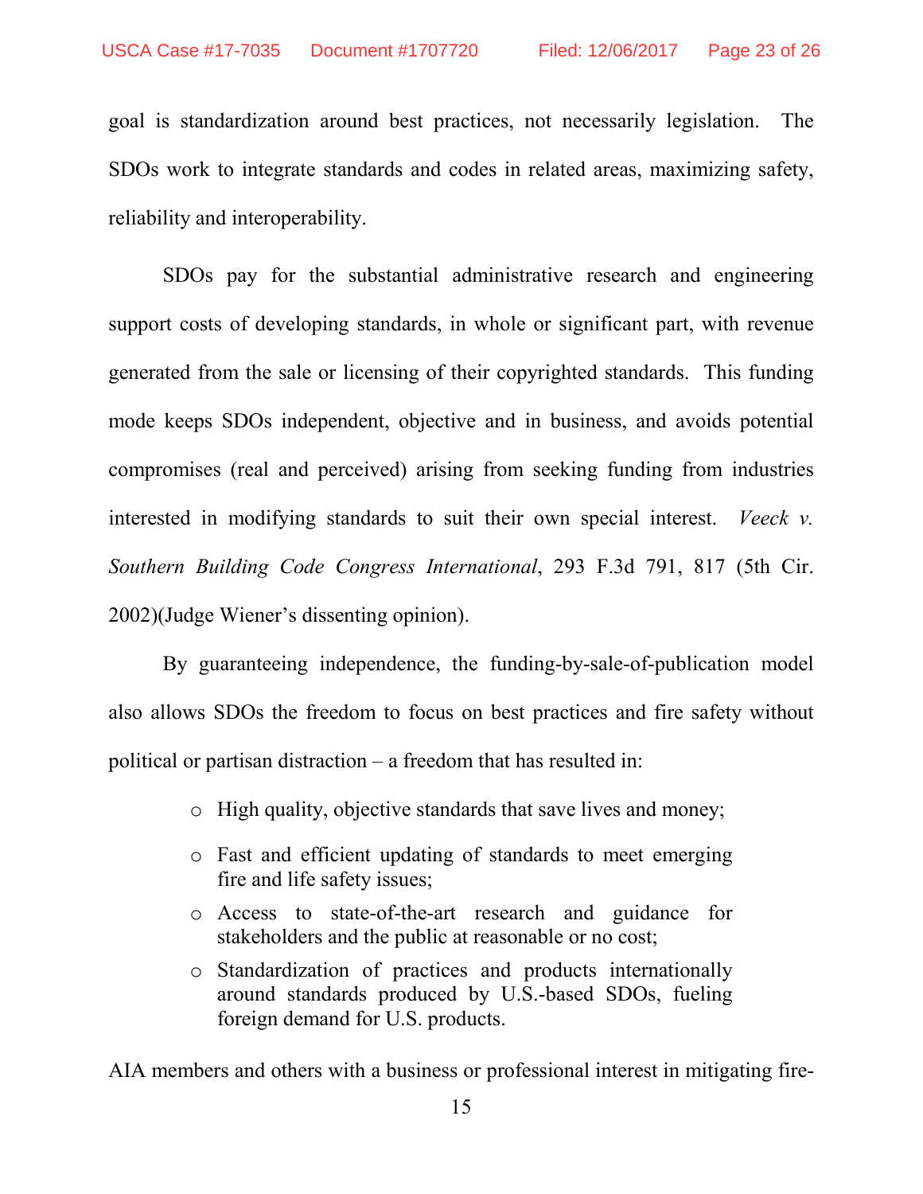goal is standardization around best practices, not necessarily legislation. The SDOs work to integrate standards and codes in related areas, maximizing safety, reliability and interoperability.

SDOs pay for the substantial administrative research and engineering support costs of developing standards, in whole or significant part, with revenue generated from the sale or licensing of their copyrighted standards. This funding mode keeps SDOs independent, objective and in business, and avoids potential compromises (real and perceived) arising from seeking funding from industries interested in modifying standards to suit their own special interest. *Veeck v. Southern Building Code Congress International*, 293 F.3d 791, 817 (5th Cir. 2002)(Judge Wiener's dissenting opinion).

By guaranteeing independence, the funding-by-sale-of-publication model also allows SDOs the freedom to focus on best practices and fire safety without political or partisan distraction – a freedom that has resulted in:

- High quality, objective standards that save lives and money;
- Fast and efficient updating of standards to meet emerging fire and life safety issues;
- Access to state-of-the-art research and guidance for stakeholders and the public at reasonable or no cost;
- Standardization of practices and products internationally around standards produced by U.S.-based SDOs, fueling foreign demand for U.S. products.

AIA members and others with a business or professional interest in mitigating fire-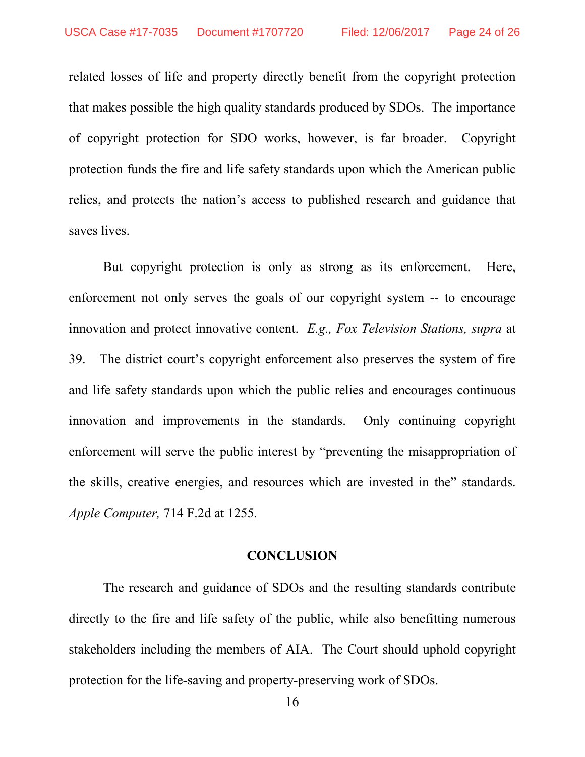related losses of life and property directly benefit from the copyright protection that makes possible the high quality standards produced by SDOs. The importance of copyright protection for SDO works, however, is far broader. Copyright protection funds the fire and life safety standards upon which the American public relies, and protects the nation's access to published research and guidance that saves lives.

But copyright protection is only as strong as its enforcement. Here, enforcement not only serves the goals of our copyright system -- to encourage innovation and protect innovative content. *E.g., Fox Television Stations, supra* at 39. The district court's copyright enforcement also preserves the system of fire and life safety standards upon which the public relies and encourages continuous innovation and improvements in the standards. Only continuing copyright enforcement will serve the public interest by "preventing the misappropriation of the skills, creative energies, and resources which are invested in the" standards. *Apple Computer,* 714 F.2d at 1255.

## CONCLUSION

The research and guidance of SDOs and the resulting standards contribute directly to the fire and life safety of the public, while also benefitting numerous stakeholders including the members of AIA. The Court should uphold copyright protection for the life-saving and property-preserving work of SDOs.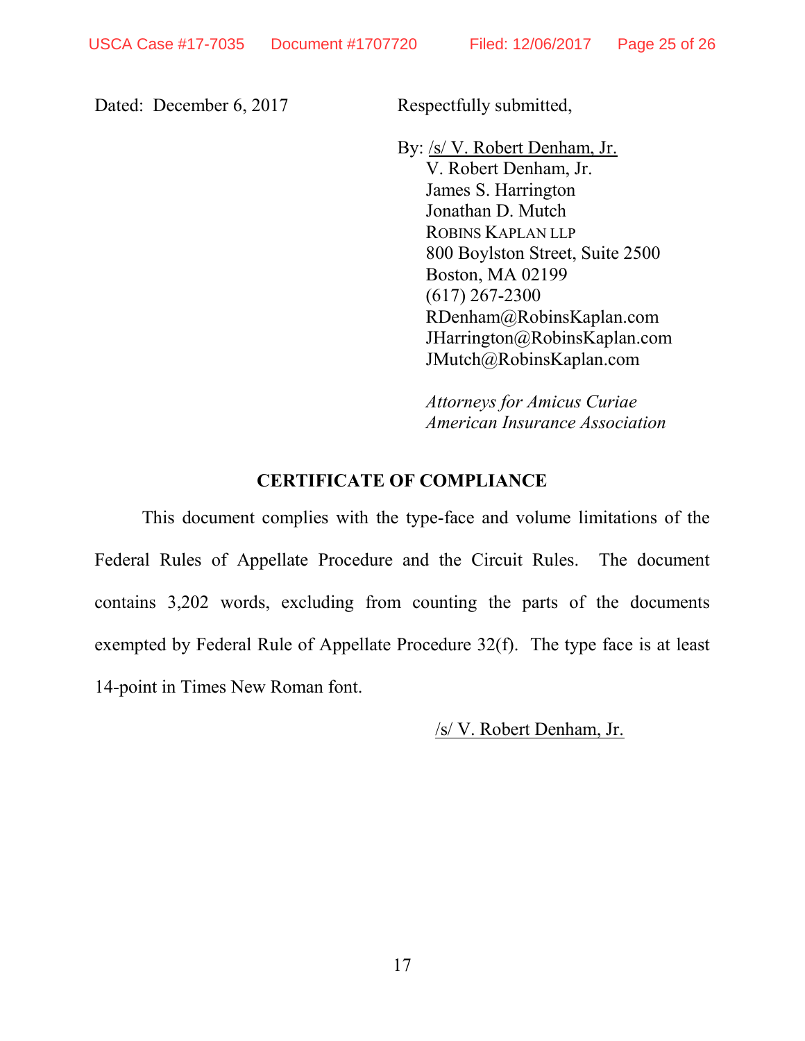Dated: December 6, 2017

Respectfully submitted,

By: /s/ V. Robert Denham, Jr.
V. Robert Denham, Jr.
James S. Harrington
Jonathan D. Mutch
ROBINS KAPLAN LLP
800 Boylston Street, Suite 2500
Boston, MA 02199
(617) 267-2300
RDenham@RobinsKaplan.com
JHarrington@RobinsKaplan.com
JMutch@RobinsKaplan.com

*Attorneys for Amicus Curiae American Insurance Association*

**CERTIFICATE OF COMPLIANCE**

This document complies with the type-face and volume limitations of the Federal Rules of Appellate Procedure and the Circuit Rules. The document contains 3,202 words, excluding from counting the parts of the documents exempted by Federal Rule of Appellate Procedure 32(f). The type face is at least 14-point in Times New Roman font.

/s/ V. Robert Denham, Jr.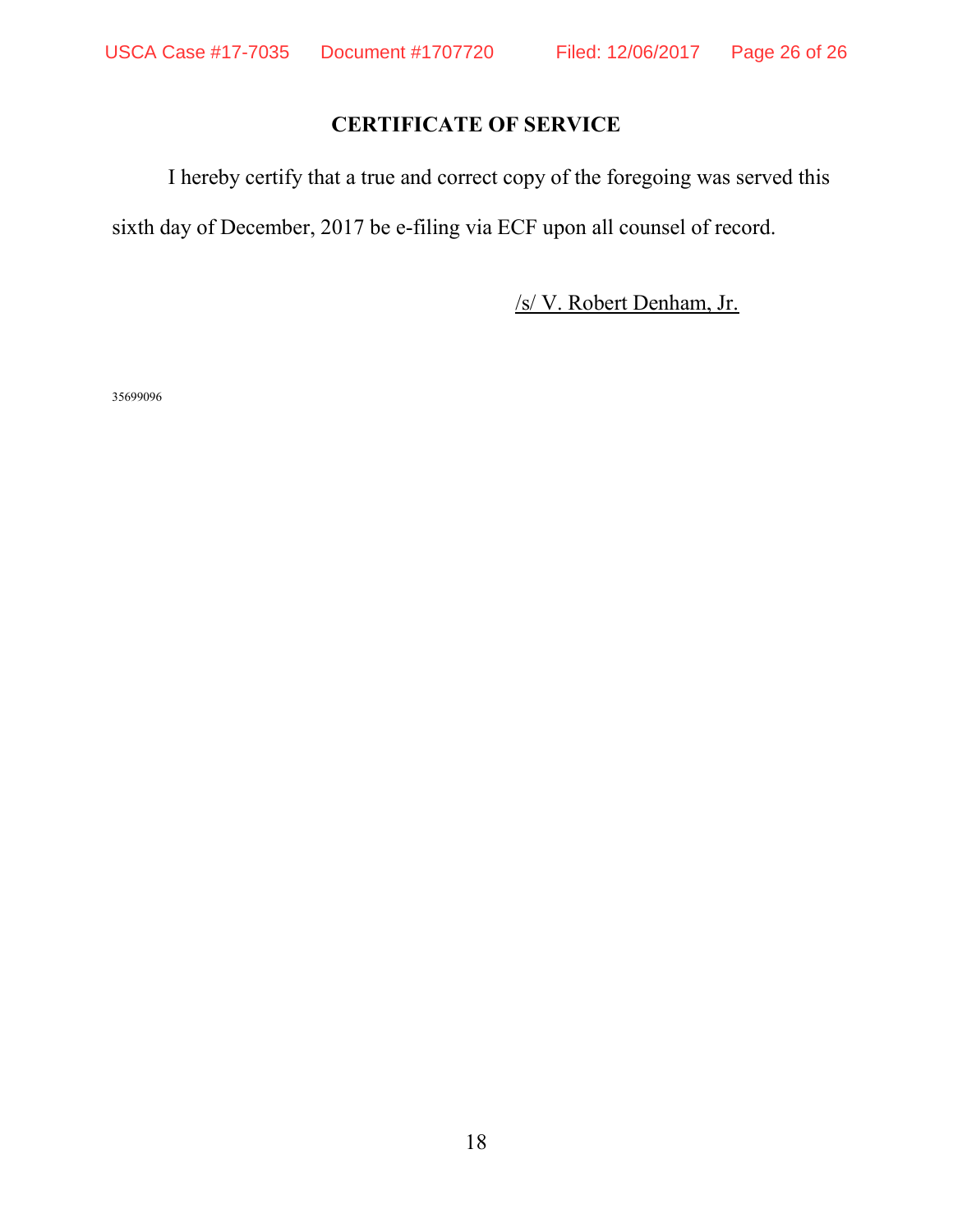## CERTIFICATE OF SERVICE

I hereby certify that a true and correct copy of the foregoing was served this sixth day of December, 2017 be e-filing via ECF upon all counsel of record.

/s/ V. Robert Denham, Jr.

35699096